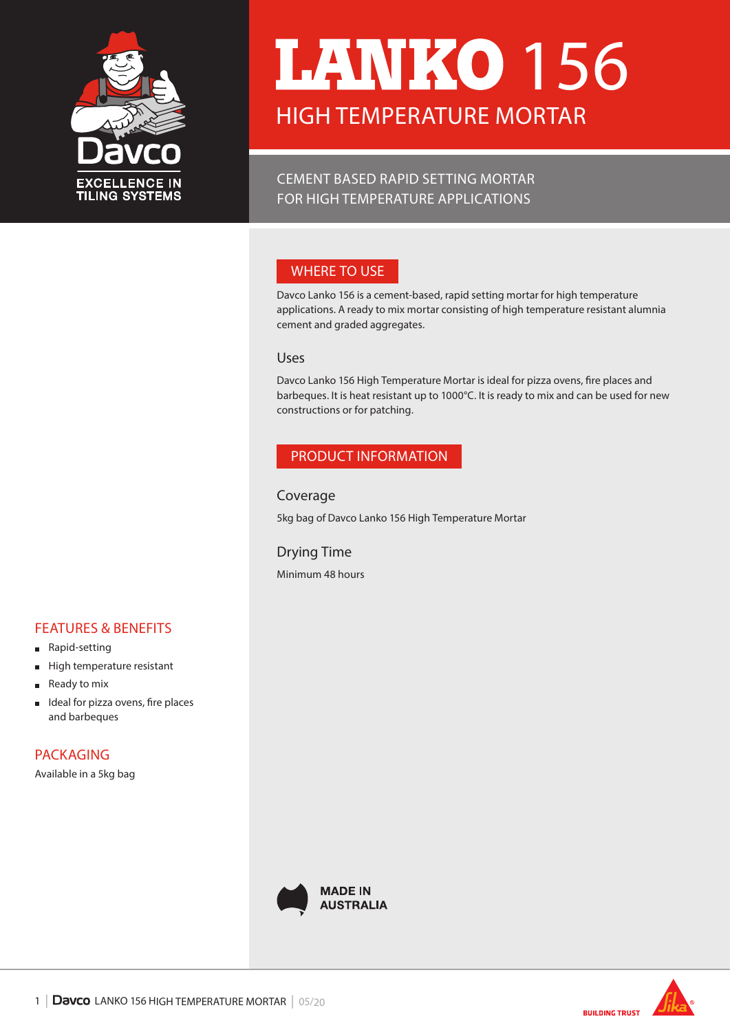Davco

EXCELLENCE IN TILING SYSTEMS

# LANKO 156

## HIGH TEMPERATURE MORTAR

CEMENT BASED RAPID SETTING MORTAR
FOR HIGH TEMPERATURE APPLICATIONS

## WHERE TO USE

Davco Lanko 156 is a cement-based, rapid setting mortar for high temperature applications. A ready to mix mortar consisting of high temperature resistant alumnia cement and graded aggregates.

### Uses

Davco Lanko 156 High Temperature Mortar is ideal for pizza ovens, fire places and barbeques. It is heat resistant up to 1000°C. It is ready to mix and can be used for new constructions or for patching.

## PRODUCT INFORMATION

### Coverage

5kg bag of Davco Lanko 156 High Temperature Mortar

### Drying Time

Minimum 48 hours

## FEATURES & BENEFITS

- Rapid-setting
- High temperature resistant
- Ready to mix
- Ideal for pizza ovens, fire places and barbeques

## PACKAGING

Available in a 5kg bag

MADE IN AUSTRALIA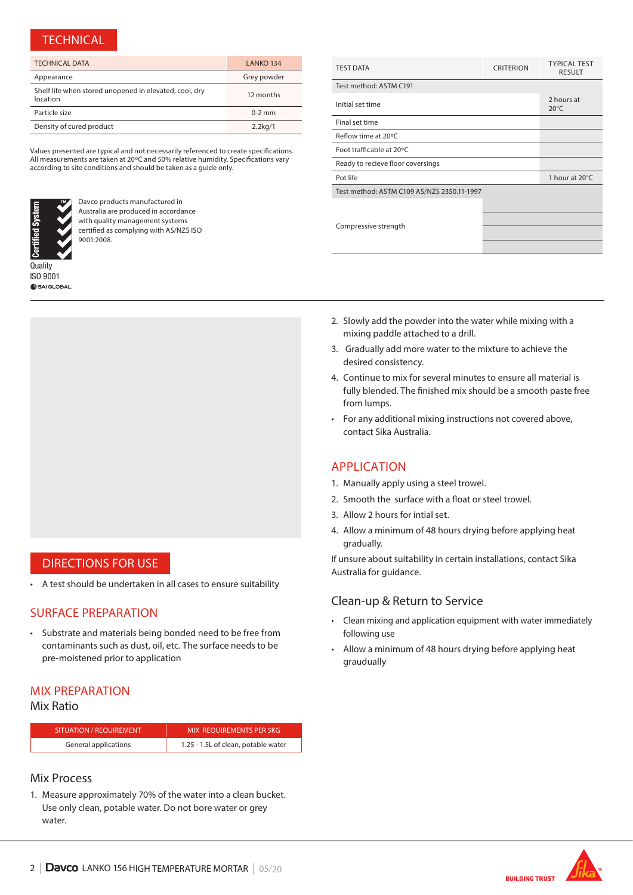## TECHNICAL

| TECHNICAL DATA | LANKO 134 |
|---|---|
| Appearance | Grey powder |
| Shelf life when stored unopened in elevated, cool, dry location | 12 months |
| Particle size | 0-2 mm |
| Density of cured product | 2.2kg/1 |

Values presented are typical and not necessarily referenced to create specifications. All measurements are taken at 20ºC and 50% relative humidity. Specifications vary according to site conditions and should be taken as a guide only.

Certified System Quality ISO 9001 SAI GLOBAL

Davco products manufactured in Australia are produced in accordance with quality management systems certified as complying with AS/NZS ISO 9001:2008.

| TEST DATA | CRITERION | TYPICAL TEST RESULT |
|---|---|---|
| Test method: ASTM C191 | | |
| Initial set time | | 2 hours at 20°C |
| Final set time | | |
| Reflow time at 20ºC | | |
| Foot trafficable at 20ºC | | |
| Ready to recieve floor coverings | | |
| Pot life | | 1 hour at 20°C |
| Test method: ASTM C109 AS/NZS 2350.11-1997 | | |
| Compressive strength | | |
| | | |
| | | |
| | | |

## DIRECTIONS FOR USE

- A test should be undertaken in all cases to ensure suitability

## SURFACE PREPARATION

- Substrate and materials being bonded need to be free from contaminants such as dust, oil, etc. The surface needs to be pre-moistened prior to application

## MIX PREPARATION

### Mix Ratio

| SITUATION / REQUIREMENT | MIX REQUIREMENTS PER 5KG |
|---|---|
| General applications | 1.25 - 1.5L of clean, potable water |

### Mix Process

1. Measure approximately 70% of the water into a clean bucket. Use only clean, potable water. Do not bore water or grey water.
2. Slowly add the powder into the water while mixing with a mixing paddle attached to a drill.
3. Gradually add more water to the mixture to achieve the desired consistency.
4. Continue to mix for several minutes to ensure all material is fully blended. The finished mix should be a smooth paste free from lumps.

- For any additional mixing instructions not covered above, contact Sika Australia.

## APPLICATION

1. Manually apply using a steel trowel.
2. Smooth the surface with a float or steel trowel.
3. Allow 2 hours for intial set.
4. Allow a minimum of 48 hours drying before applying heat gradually.

If unsure about suitability in certain installations, contact Sika Australia for guidance.

### Clean-up & Return to Service

- Clean mixing and application equipment with water immediately following use
- Allow a minimum of 48 hours drying before applying heat graudually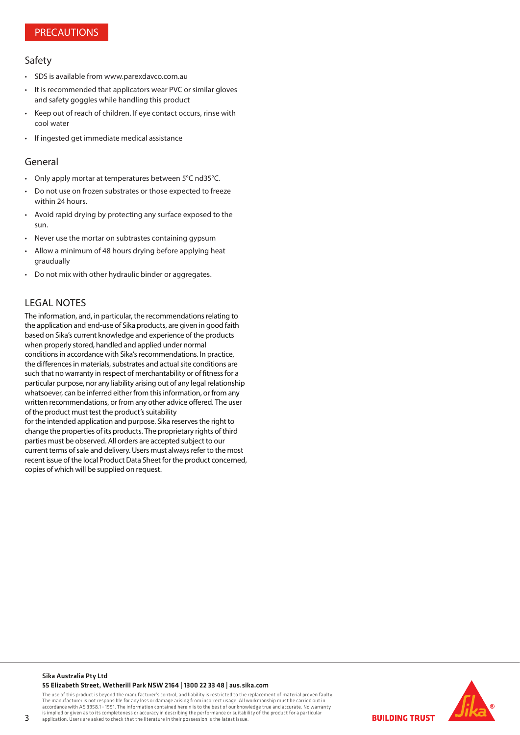## PRECAUTIONS

### Safety

- SDS is available from www.parexdavco.com.au
- It is recommended that applicators wear PVC or similar gloves and safety goggles while handling this product
- Keep out of reach of children. If eye contact occurs, rinse with cool water
- If ingested get immediate medical assistance

### General

- Only apply mortar at temperatures between 5°C nd35°C.
- Do not use on frozen substrates or those expected to freeze within 24 hours.
- Avoid rapid drying by protecting any surface exposed to the sun.
- Never use the mortar on subtrastes containing gypsum
- Allow a minimum of 48 hours drying before applying heat graudually
- Do not mix with other hydraulic binder or aggregates.

## LEGAL NOTES

The information, and, in particular, the recommendations relating to the application and end-use of Sika products, are given in good faith based on Sika's current knowledge and experience of the products when properly stored, handled and applied under normal conditions in accordance with Sika's recommendations. In practice, the differences in materials, substrates and actual site conditions are such that no warranty in respect of merchantability or of fitness for a particular purpose, nor any liability arising out of any legal relationship whatsoever, can be inferred either from this information, or from any written recommendations, or from any other advice offered. The user of the product must test the product's suitability for the intended application and purpose. Sika reserves the right to change the properties of its products. The proprietary rights of third parties must be observed. All orders are accepted subject to our current terms of sale and delivery. Users must always refer to the most recent issue of the local Product Data Sheet for the product concerned, copies of which will be supplied on request.

**Sika Australia Pty Ltd**
**55 Elizabeth Street, Wetherill Park NSW 2164 | 1300 22 33 48 | aus.sika.com**

The use of this product is beyond the manufacturer's control, and liability is restricted to the replacement of material proven faulty. The manufacturer is not responsible for any loss or damage arising from incorrect usage. All workmanship must be carried out in accordance with AS 3958.1 - 1991. The information contained herein is to the best of our knowledge true and accurate. No warranty is implied or given as to its completeness or accuracy in describing the performance or suitability of the product for a particular application. Users are asked to check that the literature in their possession is the latest issue.

BUILDING TRUST